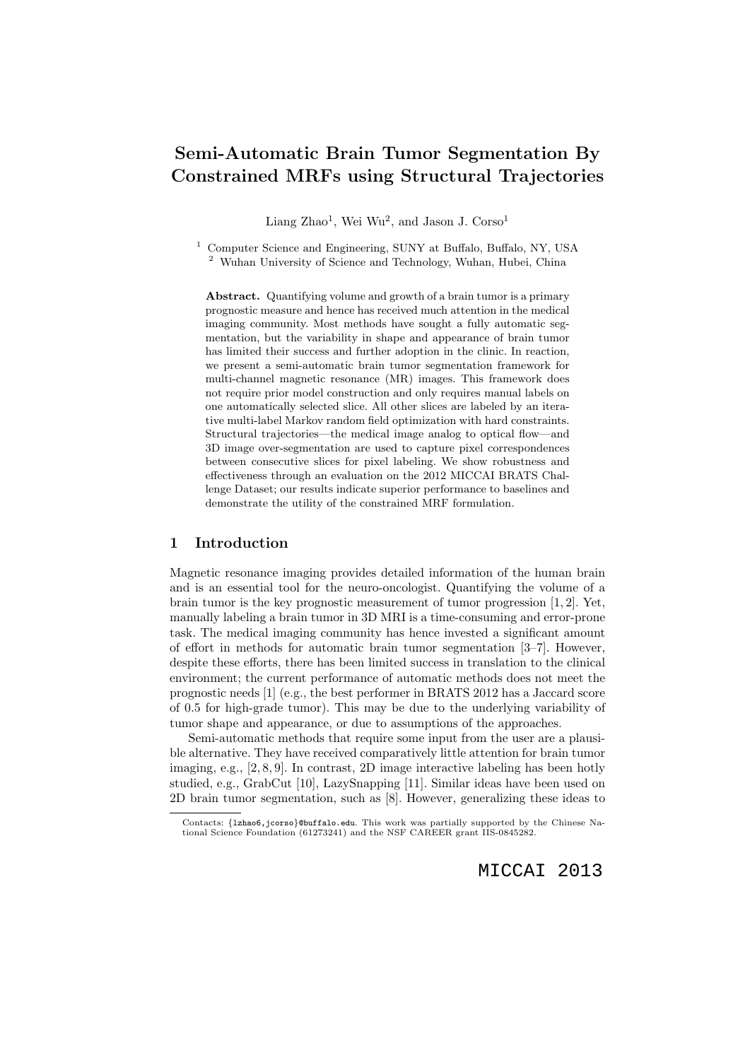# Semi-Automatic Brain Tumor Segmentation By Constrained MRFs using Structural Trajectories

Liang Zhao[1], Wei Wu[2], and Jason J. Corso[1]

[1] Computer Science and Engineering, SUNY at Buffalo, Buffalo, NY, USA
[2] Wuhan University of Science and Technology, Wuhan, Hubei, China

**Abstract.** Quantifying volume and growth of a brain tumor is a primary prognostic measure and hence has received much attention in the medical imaging community. Most methods have sought a fully automatic segmentation, but the variability in shape and appearance of brain tumor has limited their success and further adoption in the clinic. In reaction, we present a semi-automatic brain tumor segmentation framework for multi-channel magnetic resonance (MR) images. This framework does not require prior model construction and only requires manual labels on one automatically selected slice. All other slices are labeled by an iterative multi-label Markov random field optimization with hard constraints. Structural trajectories—the medical image analog to optical flow—and 3D image over-segmentation are used to capture pixel correspondences between consecutive slices for pixel labeling. We show robustness and effectiveness through an evaluation on the 2012 MICCAI BRATS Challenge Dataset; our results indicate superior performance to baselines and demonstrate the utility of the constrained MRF formulation.

## 1 Introduction

Magnetic resonance imaging provides detailed information of the human brain and is an essential tool for the neuro-oncologist. Quantifying the volume of a brain tumor is the key prognostic measurement of tumor progression [1, 2]. Yet, manually labeling a brain tumor in 3D MRI is a time-consuming and error-prone task. The medical imaging community has hence invested a significant amount of effort in methods for automatic brain tumor segmentation [3–7]. However, despite these efforts, there has been limited success in translation to the clinical environment; the current performance of automatic methods does not meet the prognostic needs [1] (e.g., the best performer in BRATS 2012 has a Jaccard score of 0.5 for high-grade tumor). This may be due to the underlying variability of tumor shape and appearance, or due to assumptions of the approaches.

Semi-automatic methods that require some input from the user are a plausible alternative. They have received comparatively little attention for brain tumor imaging, e.g., [2, 8, 9]. In contrast, 2D image interactive labeling has been hotly studied, e.g., GrabCut [10], LazySnapping [11]. Similar ideas have been used on 2D brain tumor segmentation, such as [8]. However, generalizing these ideas to

Contacts: {lzhao6,jcorso}@buffalo.edu. This work was partially supported by the Chinese National Science Foundation (61273241) and the NSF CAREER grant IIS-0845282.

MICCAI 2013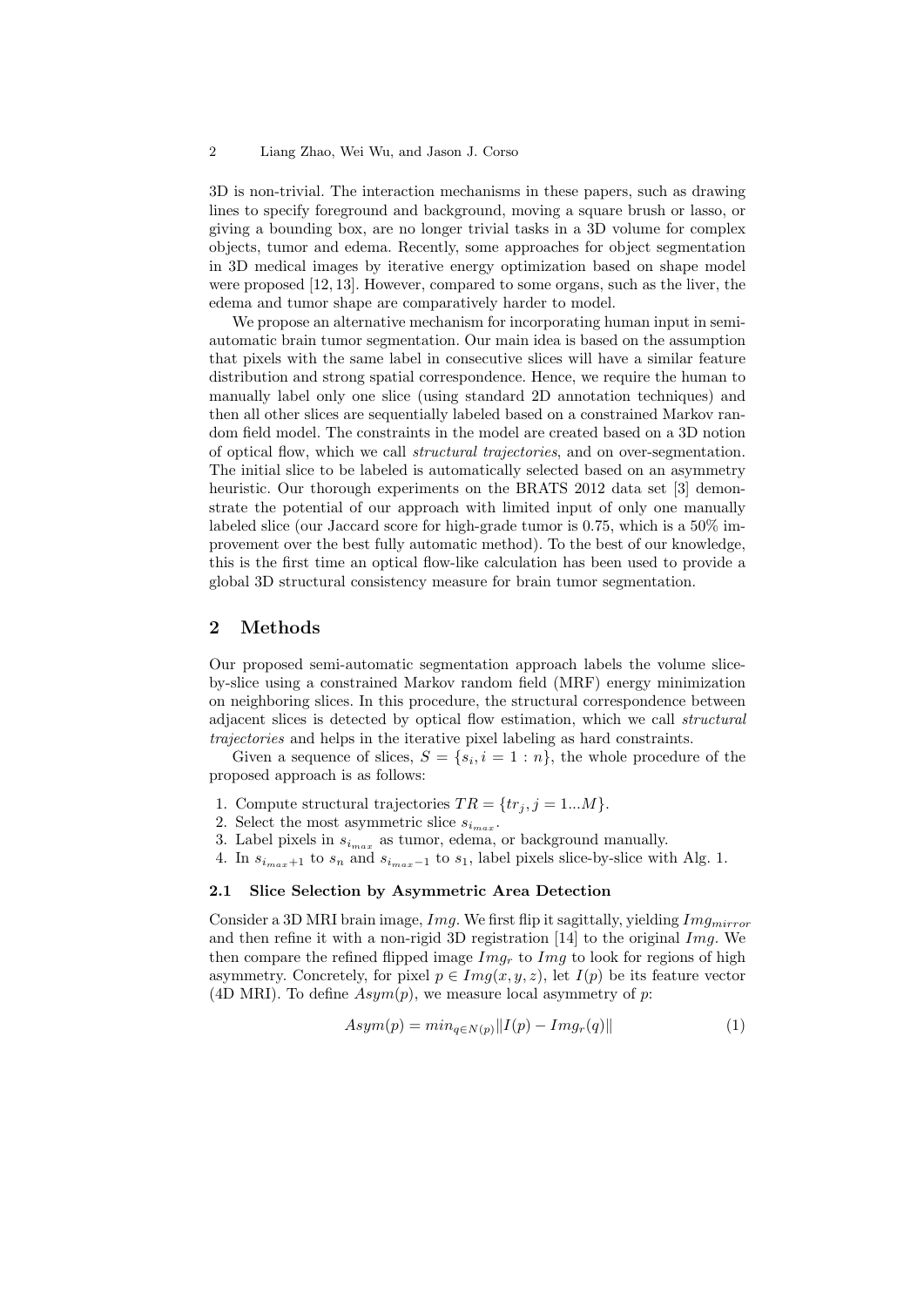3D is non-trivial. The interaction mechanisms in these papers, such as drawing lines to specify foreground and background, moving a square brush or lasso, or giving a bounding box, are no longer trivial tasks in a 3D volume for complex objects, tumor and edema. Recently, some approaches for object segmentation in 3D medical images by iterative energy optimization based on shape model were proposed [12, 13]. However, compared to some organs, such as the liver, the edema and tumor shape are comparatively harder to model.

We propose an alternative mechanism for incorporating human input in semi-automatic brain tumor segmentation. Our main idea is based on the assumption that pixels with the same label in consecutive slices will have a similar feature distribution and strong spatial correspondence. Hence, we require the human to manually label only one slice (using standard 2D annotation techniques) and then all other slices are sequentially labeled based on a constrained Markov random field model. The constraints in the model are created based on a 3D notion of optical flow, which we call *structural trajectories*, and on over-segmentation. The initial slice to be labeled is automatically selected based on an asymmetry heuristic. Our thorough experiments on the BRATS 2012 data set [3] demonstrate the potential of our approach with limited input of only one manually labeled slice (our Jaccard score for high-grade tumor is 0.75, which is a 50% improvement over the best fully automatic method). To the best of our knowledge, this is the first time an optical flow-like calculation has been used to provide a global 3D structural consistency measure for brain tumor segmentation.

## 2 Methods

Our proposed semi-automatic segmentation approach labels the volume slice-by-slice using a constrained Markov random field (MRF) energy minimization on neighboring slices. In this procedure, the structural correspondence between adjacent slices is detected by optical flow estimation, which we call *structural trajectories* and helps in the iterative pixel labeling as hard constraints.

Given a sequence of slices, $S = \{s_i, i = 1 : n\}$, the whole procedure of the proposed approach is as follows:

1. Compute structural trajectories $TR = \{tr_j, j = 1...M\}$.
2. Select the most asymmetric slice $s_{i_{max}}$.
3. Label pixels in $s_{i_{max}}$ as tumor, edema, or background manually.
4. In $s_{i_{max}+1}$ to $s_n$ and $s_{i_{max}-1}$ to $s_1$, label pixels slice-by-slice with Alg. 1.

### 2.1 Slice Selection by Asymmetric Area Detection

Consider a 3D MRI brain image, $Img$. We first flip it sagittally, yielding $Img_{mirror}$ and then refine it with a non-rigid 3D registration [14] to the original $Img$. We then compare the refined flipped image $Img_r$ to $Img$ to look for regions of high asymmetry. Concretely, for pixel $p \in Img(x, y, z)$, let $I(p)$ be its feature vector (4D MRI). To define $Asym(p)$, we measure local asymmetry of $p$:

$$Asym(p) = min_{q \in N(p)} \|I(p) - Img_r(q)\| \tag{1}$$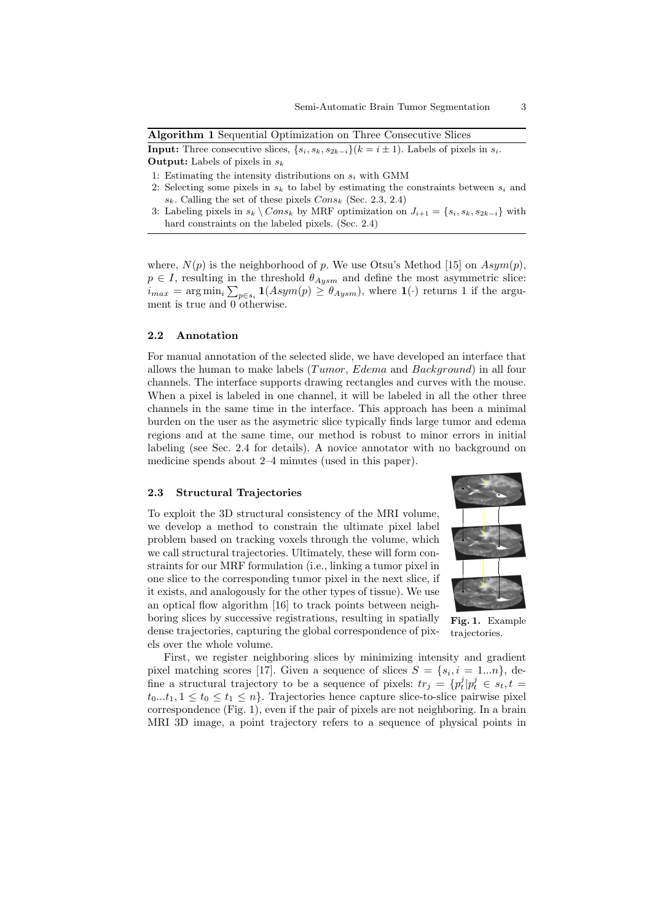**Algorithm 1** Sequential Optimization on Three Consecutive Slices

**Input:** Three consecutive slices, $\{s_i, s_k, s_{2k-i}\}(k = i \pm 1)$. Labels of pixels in $s_i$.
**Output:** Labels of pixels in $s_k$

1: Estimating the intensity distributions on $s_i$ with GMM
2: Selecting some pixels in $s_k$ to label by estimating the constraints between $s_i$ and $s_k$. Calling the set of these pixels $Cons_k$ (Sec. 2.3, 2.4)
3: Labeling pixels in $s_k \setminus Cons_k$ by MRF optimization on $J_{i+1} = \{s_i, s_k, s_{2k-i}\}$ with hard constraints on the labeled pixels. (Sec. 2.4)

where, $N(p)$ is the neighborhood of $p$. We use Otsu's Method [15] on $Asym(p)$, $p \in I$, resulting in the threshold $\theta_{Aysm}$ and define the most asymmetric slice: $i_{max} = \arg\min_i \sum_{p \in s_i} \mathbf{1}(Asym(p) \geq \theta_{Aysm})$, where $\mathbf{1}(\cdot)$ returns 1 if the argument is true and 0 otherwise.

### 2.2 Annotation

For manual annotation of the selected slide, we have developed an interface that allows the human to make labels ($Tumor$, $Edema$ and $Background$) in all four channels. The interface supports drawing rectangles and curves with the mouse. When a pixel is labeled in one channel, it will be labeled in all the other three channels in the same time in the interface. This approach has been a minimal burden on the user as the asymetric slice typically finds large tumor and edema regions and at the same time, our method is robust to minor errors in initial labeling (see Sec. 2.4 for details). A novice annotator with no background on medicine spends about 2–4 minutes (used in this paper).

### 2.3 Structural Trajectories

To exploit the 3D structural consistency of the MRI volume, we develop a method to constrain the ultimate pixel label problem based on tracking voxels through the volume, which we call structural trajectories. Ultimately, these will form constraints for our MRF formulation (i.e., linking a tumor pixel in one slice to the corresponding tumor pixel in the next slice, if it exists, and analogously for the other types of tissue). We use an optical flow algorithm [16] to track points between neighboring slices by successive registrations, resulting in spatially dense trajectories, capturing the global correspondence of pixels over the whole volume.

**Fig. 1.** Example trajectories.

First, we register neighboring slices by minimizing intensity and gradient pixel matching scores [17]. Given a sequence of slices $S = \{s_i, i = 1...n\}$, define a structural trajectory to be a sequence of pixels: $tr_j = \{p_t^j | p_t^j \in s_t, t = t_0...t_1, 1 \leq t_0 \leq t_1 \leq n\}$. Trajectories hence capture slice-to-slice pairwise pixel correspondence (Fig. 1), even if the pair of pixels are not neighboring. In a brain MRI 3D image, a point trajectory refers to a sequence of physical points in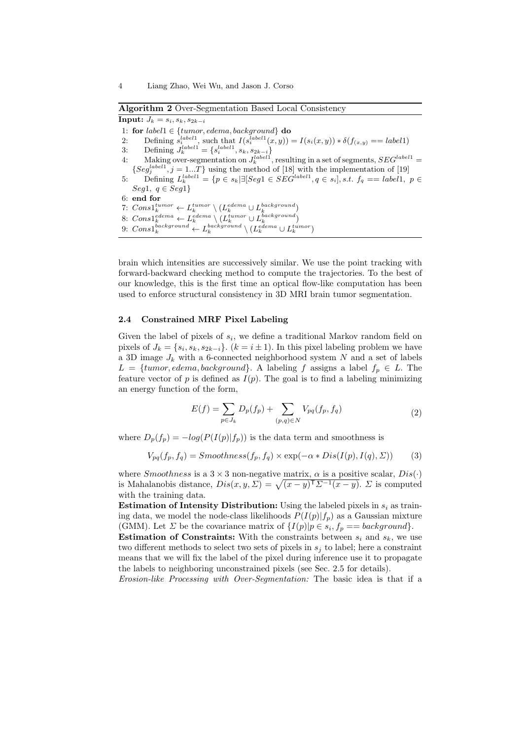**Algorithm 2** Over-Segmentation Based Local Consistency

**Input:** $J_k = s_i, s_k, s_{2k-i}$

1: **for** $label1 \in \{tumor, edema, background\}$ **do**
2: Defining $s_i^{label1}$, such that $I(s_i^{label1}(x,y)) = I(s_i(x,y)) * \delta(f_{(x,y)} == label1)$
3: Defining $J_k^{label1} = \{s_i^{label1}, s_k, s_{2k-i}\}$
4: Making over-segmentation on $J_k^{label1}$, resulting in a set of segments, $SEG^{label1} = \{Seg_j^{label1}, j = 1...T\}$ using the method of [18] with the implementation of [19]
5: Defining $L_k^{label1} = \{p \in s_k | \exists [Seg1 \in SEG^{label1}, q \in s_i], s.t.\ f_q == label1,\ p \in Seg1,\ q \in Seg1\}$
6: **end for**
7: $Cons1_k^{tumor} \leftarrow L_k^{tumor} \setminus (L_k^{edema} \cup L_k^{background})$
8: $Cons1_k^{edema} \leftarrow L_k^{edema} \setminus (L_k^{tumor} \cup L_k^{background})$
9: $Cons1_k^{background} \leftarrow L_k^{background} \setminus (L_k^{edema} \cup L_k^{tumor})$

brain which intensities are successively similar. We use the point tracking with forward-backward checking method to compute the trajectories. To the best of our knowledge, this is the first time an optical flow-like computation has been used to enforce structural consistency in 3D MRI brain tumor segmentation.

### 2.4 Constrained MRF Pixel Labeling

Given the label of pixels of $s_i$, we define a traditional Markov random field on pixels of $J_k = \{s_i, s_k, s_{2k-i}\}$. $(k = i \pm 1)$. In this pixel labeling problem we have a 3D image $J_k$ with a 6-connected neighborhood system $N$ and a set of labels $L = \{tumor, edema, background\}$. A labeling $f$ assigns a label $f_p \in L$. The feature vector of $p$ is defined as $I(p)$. The goal is to find a labeling minimizing an energy function of the form,

$$E(f) = \sum_{p \in J_k} D_p(f_p) + \sum_{(p,q) \in N} V_{pq}(f_p, f_q) \tag{2}$$

where $D_p(f_p) = -log(P(I(p)|f_p))$ is the data term and smoothness is

$$V_{pq}(f_p, f_q) = Smoothness(f_p, f_q) \times \exp(-\alpha * Dis(I(p), I(q), \Sigma)) \tag{3}$$

where $Smoothness$ is a $3 \times 3$ non-negative matrix, $\alpha$ is a positive scalar, $Dis(\cdot)$ is Mahalanobis distance, $Dis(x, y, \Sigma) = \sqrt{(x-y)^\intercal \Sigma^{-1} (x-y)}$. $\Sigma$ is computed with the training data.

**Estimation of Intensity Distribution:** Using the labeled pixels in $s_i$ as training data, we model the node-class likelihoods $P(I(p)|f_p)$ as a Gaussian mixture (GMM). Let $\Sigma$ be the covariance matrix of $\{I(p)|p \in s_i, f_p == background\}$.

**Estimation of Constraints:** With the constraints between $s_i$ and $s_k$, we use two different methods to select two sets of pixels in $s_j$ to label; here a constraint means that we will fix the label of the pixel during inference use it to propagate the labels to neighboring unconstrained pixels (see Sec. 2.5 for details).

*Erosion-like Processing with Over-Segmentation:* The basic idea is that if a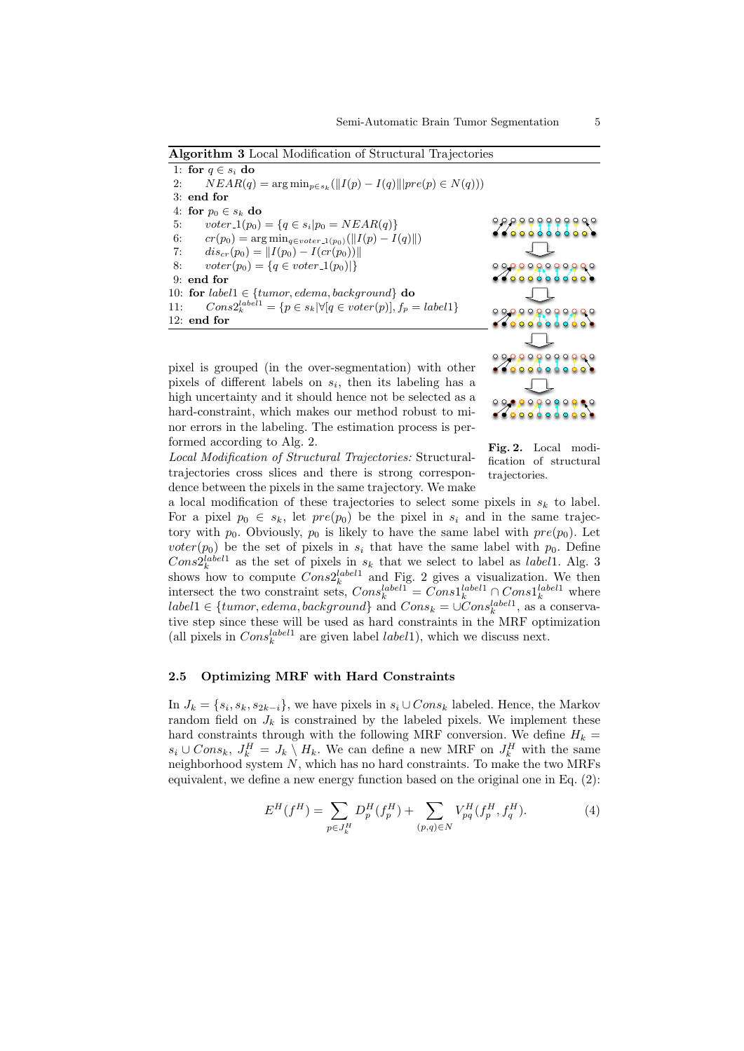**Algorithm 3** Local Modification of Structural Trajectories

```
1: for q ∈ s_i do
2:     NEAR(q) = argmin_{p∈s_k}(‖I(p) − I(q)‖ | pre(p) ∈ N(q)))
3: end for
4: for p_0 ∈ s_k do
5:     voter_1(p_0) = {q ∈ s_i | p_0 = NEAR(q)}
6:     cr(p_0) = argmin_{q∈voter_1(p_0)}(‖I(p) − I(q)‖)
7:     dis_cr(p_0) = ‖I(p_0) − I(cr(p_0))‖
8:     voter(p_0) = {q ∈ voter_1(p_0)|}
9: end for
10: for label1 ∈ {tumor, edema, background} do
11:     Cons2_k^{label1} = {p ∈ s_k | ∀[q ∈ voter(p)], f_p = label1}
12: end for
```

pixel is grouped (in the over-segmentation) with other pixels of different labels on $s_i$, then its labeling has a high uncertainty and it should hence not be selected as a hard-constraint, which makes our method robust to minor errors in the labeling. The estimation process is performed according to Alg. 2.

**Fig. 2.** Local modification of structural trajectories.

*Local Modification of Structural Trajectories:* Structural-trajectories cross slices and there is strong correspondence between the pixels in the same trajectory. We make a local modification of these trajectories to select some pixels in $s_k$ to label. For a pixel $p_0 \in s_k$, let $pre(p_0)$ be the pixel in $s_i$ and in the same trajectory with $p_0$. Obviously, $p_0$ is likely to have the same label with $pre(p_0)$. Let $voter(p_0)$ be the set of pixels in $s_i$ that have the same label with $p_0$. Define $Cons2_k^{label1}$ as the set of pixels in $s_k$ that we select to label as $label1$. Alg. 3 shows how to compute $Cons2_k^{label1}$ and Fig. 2 gives a visualization. We then intersect the two constraint sets, $Cons_k^{label1} = Cons1_k^{label1} \cap Cons1_k^{label1}$ where $label1 \in \{tumor, edema, background\}$ and $Cons_k = \cup Cons_k^{label1}$, as a conservative step since these will be used as hard constraints in the MRF optimization (all pixels in $Cons_k^{label1}$ are given label $label1$), which we discuss next.

### 2.5 Optimizing MRF with Hard Constraints

In $J_k = \{s_i, s_k, s_{2k-i}\}$, we have pixels in $s_i \cup Cons_k$ labeled. Hence, the Markov random field on $J_k$ is constrained by the labeled pixels. We implement these hard constraints through with the following MRF conversion. We define $H_k = s_i \cup Cons_k$, $J_k^H = J_k \setminus H_k$. We can define a new MRF on $J_k^H$ with the same neighborhood system $N$, which has no hard constraints. To make the two MRFs equivalent, we define a new energy function based on the original one in Eq. (2):

$$E^H(f^H) = \sum_{p \in J_k^H} D_p^H(f_p^H) + \sum_{(p,q) \in N} V_{pq}^H(f_p^H, f_q^H). \tag{4}$$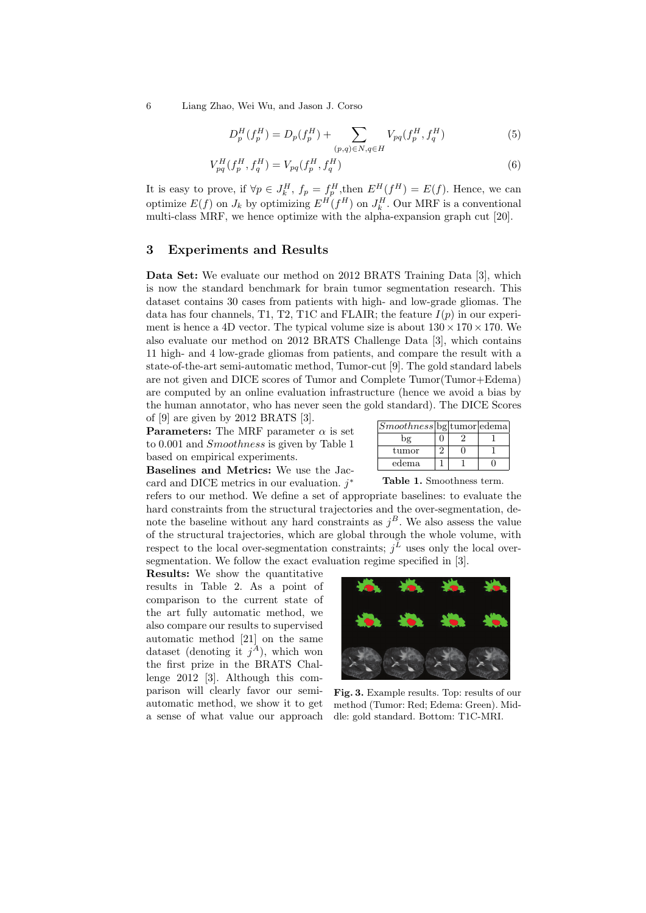$$D_p^H(f_p^H) = D_p(f_p^H) + \sum_{(p,q)\in N, q\in H} V_{pq}(f_p^H, f_q^H) \quad (5)$$

$$V_{pq}^H(f_p^H, f_q^H) = V_{pq}(f_p^H, f_q^H) \quad (6)$$

It is easy to prove, if $\forall p \in J_k^H$, $f_p = f_p^H$,then $E^H(f^H) = E(f)$. Hence, we can optimize $E(f)$ on $J_k$ by optimizing $E^H(f^H)$ on $J_k^H$. Our MRF is a conventional multi-class MRF, we hence optimize with the alpha-expansion graph cut [20].

## 3 Experiments and Results

**Data Set:** We evaluate our method on 2012 BRATS Training Data [3], which is now the standard benchmark for brain tumor segmentation research. This dataset contains 30 cases from patients with high- and low-grade gliomas. The data has four channels, T1, T2, T1C and FLAIR; the feature $I(p)$ in our experiment is hence a 4D vector. The typical volume size is about $130 \times 170 \times 170$. We also evaluate our method on 2012 BRATS Challenge Data [3], which contains 11 high- and 4 low-grade gliomas from patients, and compare the result with a state-of-the-art semi-automatic method, Tumor-cut [9]. The gold standard labels are not given and DICE scores of Tumor and Complete Tumor(Tumor+Edema) are computed by an online evaluation infrastructure (hence we avoid a bias by the human annotator, who has never seen the gold standard). The DICE Scores of [9] are given by 2012 BRATS [3].

**Parameters:** The MRF parameter $\alpha$ is set to 0.001 and *Smoothness* is given by Table 1 based on empirical experiments.

| *Smoothness* | bg | tumor | edema |
|---|---|---|---|
| bg | 0 | 2 | 1 |
| tumor | 2 | 0 | 1 |
| edema | 1 | 1 | 0 |

**Table 1.** Smoothness term.

**Baselines and Metrics:** We use the Jaccard and DICE metrics in our evaluation. $j^*$ refers to our method. We define a set of appropriate baselines: to evaluate the hard constraints from the structural trajectories and the over-segmentation, denote the baseline without any hard constraints as $j^B$. We also assess the value of the structural trajectories, which are global through the whole volume, with respect to the local over-segmentation constraints; $j^L$ uses only the local over-segmentation. We follow the exact evaluation regime specified in [3].

**Results:** We show the quantitative results in Table 2. As a point of comparison to the current state of the art fully automatic method, we also compare our results to supervised automatic method [21] on the same dataset (denoting it $j^A$), which won the first prize in the BRATS Challenge 2012 [3]. Although this comparison will clearly favor our semi-automatic method, we show it to get a sense of what value our approach

**Fig. 3.** Example results. Top: results of our method (Tumor: Red; Edema: Green). Middle: gold standard. Bottom: T1C-MRI.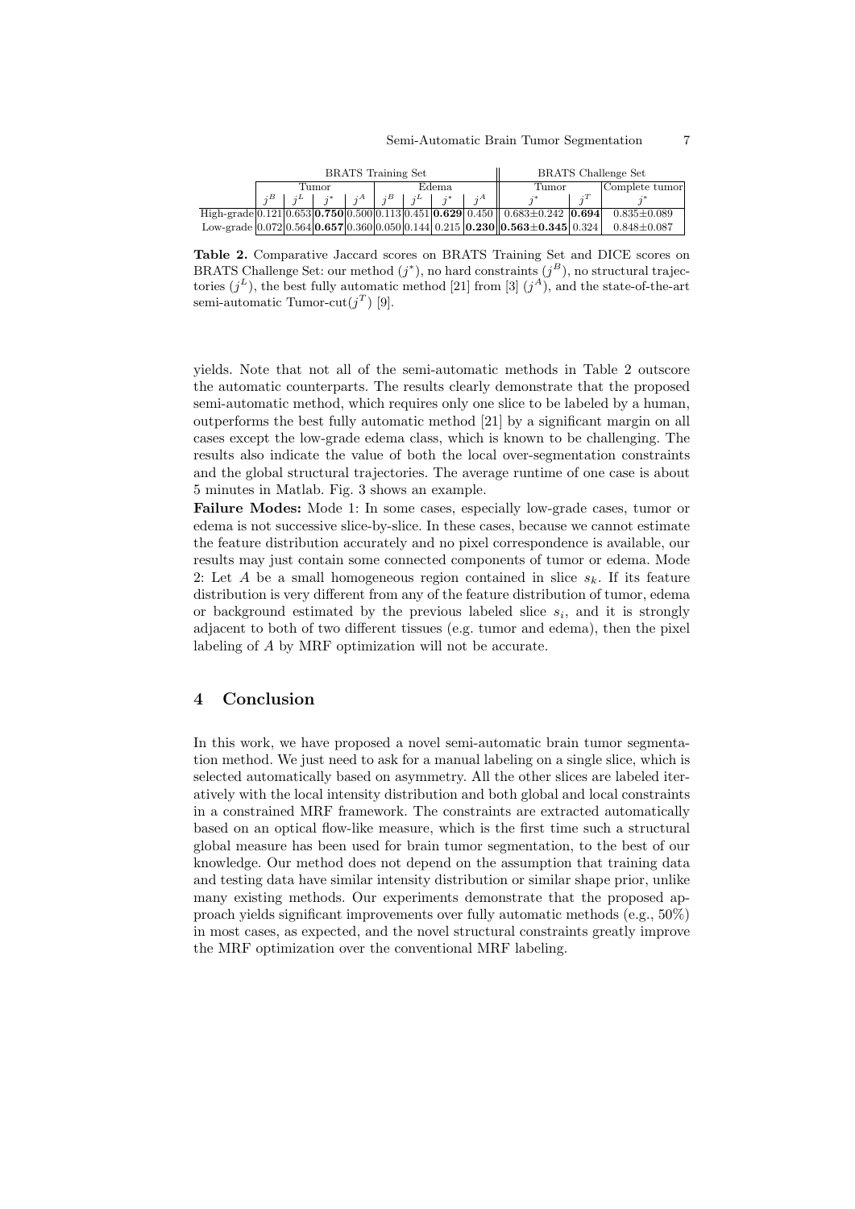| | BRATS Training Set | | | | | | | | BRATS Challenge Set | | |
|---|---|---|---|---|---|---|---|---|---|---|---|
| | Tumor | | | | Edema | | | | Tumor | | Complete tumor |
| | $j^B$ | $j^L$ | $j^*$ | $j^A$ | $j^B$ | $j^L$ | $j^*$ | $j^A$ | $j^*$ | $j^T$ | $j^*$ |
| High-grade | 0.121 | 0.653 | **0.750** | 0.500 | 0.113 | 0.451 | **0.629** | 0.450 | 0.683±0.242 | **0.694** | 0.835±0.089 |
| Low-grade | 0.072 | 0.564 | **0.657** | 0.360 | 0.050 | 0.144 | 0.215 | **0.230** | **0.563±0.345** | 0.324 | 0.848±0.087 |

**Table 2.** Comparative Jaccard scores on BRATS Training Set and DICE scores on BRATS Challenge Set: our method ($j^*$), no hard constraints ($j^B$), no structural trajectories ($j^L$), the best fully automatic method [21] from [3] ($j^A$), and the state-of-the-art semi-automatic Tumor-cut($j^T$) [9].

yields. Note that not all of the semi-automatic methods in Table 2 outscore the automatic counterparts. The results clearly demonstrate that the proposed semi-automatic method, which requires only one slice to be labeled by a human, outperforms the best fully automatic method [21] by a significant margin on all cases except the low-grade edema class, which is known to be challenging. The results also indicate the value of both the local over-segmentation constraints and the global structural trajectories. The average runtime of one case is about 5 minutes in Matlab. Fig. 3 shows an example.

**Failure Modes:** Mode 1: In some cases, especially low-grade cases, tumor or edema is not successive slice-by-slice. In these cases, because we cannot estimate the feature distribution accurately and no pixel correspondence is available, our results may just contain some connected components of tumor or edema. Mode 2: Let $A$ be a small homogeneous region contained in slice $s_k$. If its feature distribution is very different from any of the feature distribution of tumor, edema or background estimated by the previous labeled slice $s_i$, and it is strongly adjacent to both of two different tissues (e.g. tumor and edema), then the pixel labeling of $A$ by MRF optimization will not be accurate.

## 4 Conclusion

In this work, we have proposed a novel semi-automatic brain tumor segmentation method. We just need to ask for a manual labeling on a single slice, which is selected automatically based on asymmetry. All the other slices are labeled iteratively with the local intensity distribution and both global and local constraints in a constrained MRF framework. The constraints are extracted automatically based on an optical flow-like measure, which is the first time such a structural global measure has been used for brain tumor segmentation, to the best of our knowledge. Our method does not depend on the assumption that training data and testing data have similar intensity distribution or similar shape prior, unlike many existing methods. Our experiments demonstrate that the proposed approach yields significant improvements over fully automatic methods (e.g., 50%) in most cases, as expected, and the novel structural constraints greatly improve the MRF optimization over the conventional MRF labeling.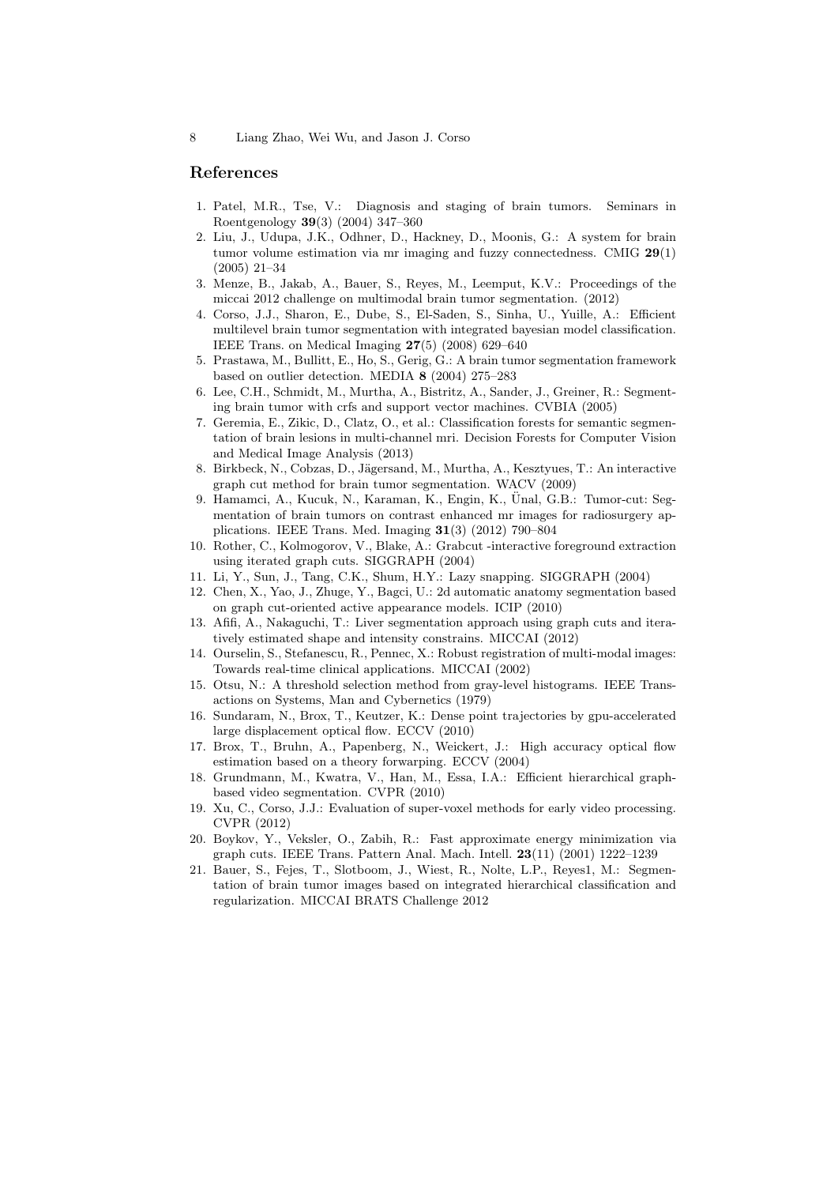## References

1. Patel, M.R., Tse, V.: Diagnosis and staging of brain tumors. Seminars in Roentgenology **39**(3) (2004) 347–360
2. Liu, J., Udupa, J.K., Odhner, D., Hackney, D., Moonis, G.: A system for brain tumor volume estimation via mr imaging and fuzzy connectedness. CMIG **29**(1) (2005) 21–34
3. Menze, B., Jakab, A., Bauer, S., Reyes, M., Leemput, K.V.: Proceedings of the miccai 2012 challenge on multimodal brain tumor segmentation. (2012)
4. Corso, J.J., Sharon, E., Dube, S., El-Saden, S., Sinha, U., Yuille, A.: Efficient multilevel brain tumor segmentation with integrated bayesian model classification. IEEE Trans. on Medical Imaging **27**(5) (2008) 629–640
5. Prastawa, M., Bullitt, E., Ho, S., Gerig, G.: A brain tumor segmentation framework based on outlier detection. MEDIA **8** (2004) 275–283
6. Lee, C.H., Schmidt, M., Murtha, A., Bistritz, A., Sander, J., Greiner, R.: Segmenting brain tumor with crfs and support vector machines. CVBIA (2005)
7. Geremia, E., Zikic, D., Clatz, O., et al.: Classification forests for semantic segmentation of brain lesions in multi-channel mri. Decision Forests for Computer Vision and Medical Image Analysis (2013)
8. Birkbeck, N., Cobzas, D., Jägersand, M., Murtha, A., Kesztyues, T.: An interactive graph cut method for brain tumor segmentation. WACV (2009)
9. Hamamci, A., Kucuk, N., Karaman, K., Engin, K., Ünal, G.B.: Tumor-cut: Segmentation of brain tumors on contrast enhanced mr images for radiosurgery applications. IEEE Trans. Med. Imaging **31**(3) (2012) 790–804
10. Rother, C., Kolmogorov, V., Blake, A.: Grabcut -interactive foreground extraction using iterated graph cuts. SIGGRAPH (2004)
11. Li, Y., Sun, J., Tang, C.K., Shum, H.Y.: Lazy snapping. SIGGRAPH (2004)
12. Chen, X., Yao, J., Zhuge, Y., Bagci, U.: 2d automatic anatomy segmentation based on graph cut-oriented active appearance models. ICIP (2010)
13. Afifi, A., Nakaguchi, T.: Liver segmentation approach using graph cuts and iteratively estimated shape and intensity constrains. MICCAI (2012)
14. Ourselin, S., Stefanescu, R., Pennec, X.: Robust registration of multi-modal images: Towards real-time clinical applications. MICCAI (2002)
15. Otsu, N.: A threshold selection method from gray-level histograms. IEEE Transactions on Systems, Man and Cybernetics (1979)
16. Sundaram, N., Brox, T., Keutzer, K.: Dense point trajectories by gpu-accelerated large displacement optical flow. ECCV (2010)
17. Brox, T., Bruhn, A., Papenberg, N., Weickert, J.: High accuracy optical flow estimation based on a theory forwarping. ECCV (2004)
18. Grundmann, M., Kwatra, V., Han, M., Essa, I.A.: Efficient hierarchical graph-based video segmentation. CVPR (2010)
19. Xu, C., Corso, J.J.: Evaluation of super-voxel methods for early video processing. CVPR (2012)
20. Boykov, Y., Veksler, O., Zabih, R.: Fast approximate energy minimization via graph cuts. IEEE Trans. Pattern Anal. Mach. Intell. **23**(11) (2001) 1222–1239
21. Bauer, S., Fejes, T., Slotboom, J., Wiest, R., Nolte, L.P., Reyes1, M.: Segmentation of brain tumor images based on integrated hierarchical classification and regularization. MICCAI BRATS Challenge 2012